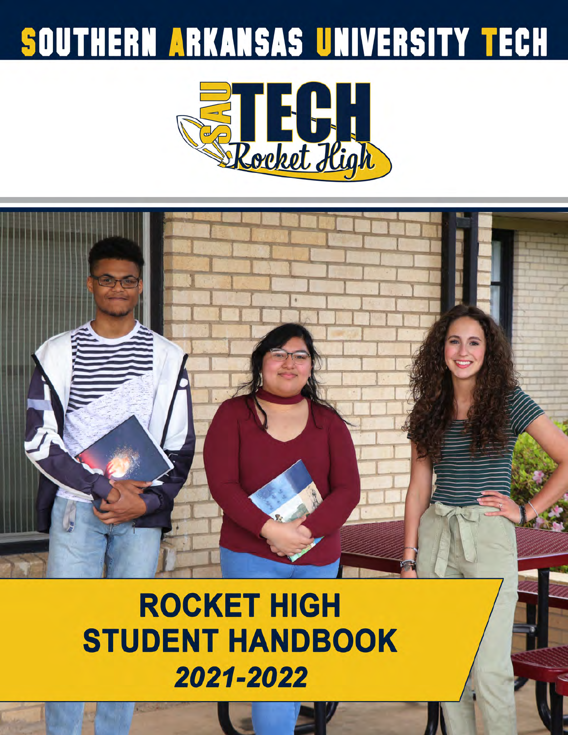# SOUTHERN ARKANSAS UNIVERSITY TECH

SAU TECH Rocket High

# ROCKET HIGH STUDENT HANDBOOK

## *2021-2022*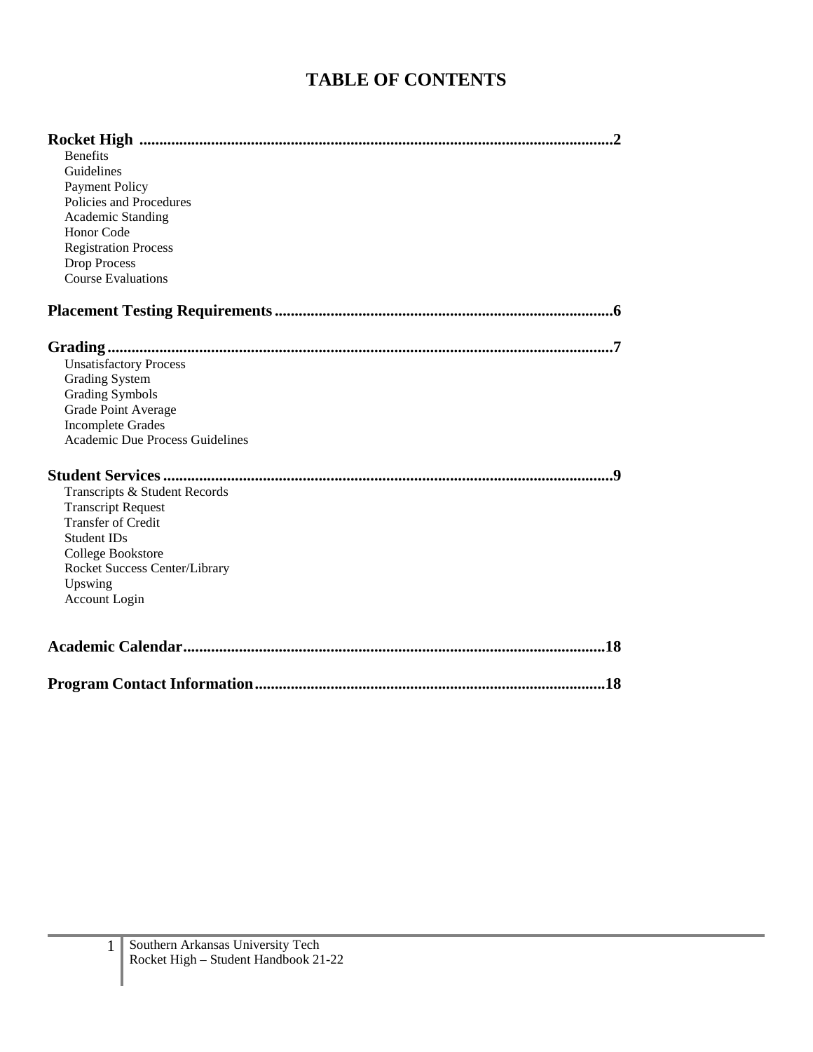# TABLE OF CONTENTS

**Rocket High** ..................................................................................................................**2**

- Benefits
- Guidelines
- Payment Policy
- Policies and Procedures
- Academic Standing
- Honor Code
- Registration Process
- Drop Process
- Course Evaluations

**Placement Testing Requirements** ..................................................................................**6**

**Grading** ...........................................................................................................................**7**

- Unsatisfactory Process
- Grading System
- Grading Symbols
- Grade Point Average
- Incomplete Grades
- Academic Due Process Guidelines

**Student Services** ..............................................................................................................**9**

- Transcripts & Student Records
- Transcript Request
- Transfer of Credit
- Student IDs
- College Bookstore
- Rocket Success Center/Library
- Upswing
- Account Login

**Academic Calendar** .......................................................................................................**18**

**Program Contact Information** .....................................................................................**18**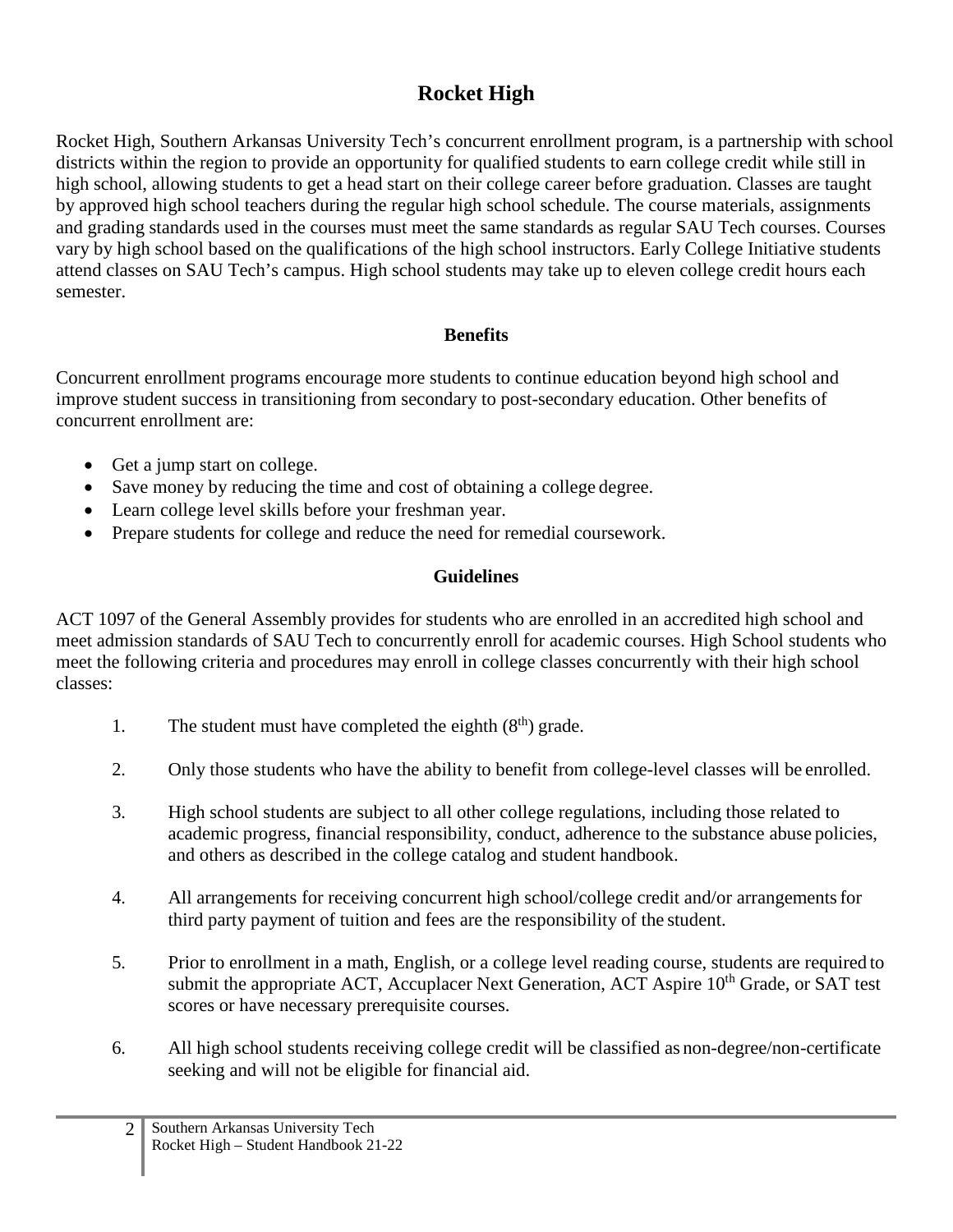# Rocket High

Rocket High, Southern Arkansas University Tech's concurrent enrollment program, is a partnership with school districts within the region to provide an opportunity for qualified students to earn college credit while still in high school, allowing students to get a head start on their college career before graduation. Classes are taught by approved high school teachers during the regular high school schedule. The course materials, assignments and grading standards used in the courses must meet the same standards as regular SAU Tech courses. Courses vary by high school based on the qualifications of the high school instructors. Early College Initiative students attend classes on SAU Tech's campus. High school students may take up to eleven college credit hours each semester.

## Benefits

Concurrent enrollment programs encourage more students to continue education beyond high school and improve student success in transitioning from secondary to post-secondary education. Other benefits of concurrent enrollment are:

- Get a jump start on college.
- Save money by reducing the time and cost of obtaining a college degree.
- Learn college level skills before your freshman year.
- Prepare students for college and reduce the need for remedial coursework.

## Guidelines

ACT 1097 of the General Assembly provides for students who are enrolled in an accredited high school and meet admission standards of SAU Tech to concurrently enroll for academic courses. High School students who meet the following criteria and procedures may enroll in college classes concurrently with their high school classes:

1. The student must have completed the eighth (8th) grade.

2. Only those students who have the ability to benefit from college-level classes will be enrolled.

3. High school students are subject to all other college regulations, including those related to academic progress, financial responsibility, conduct, adherence to the substance abuse policies, and others as described in the college catalog and student handbook.

4. All arrangements for receiving concurrent high school/college credit and/or arrangements for third party payment of tuition and fees are the responsibility of the student.

5. Prior to enrollment in a math, English, or a college level reading course, students are required to submit the appropriate ACT, Accuplacer Next Generation, ACT Aspire 10th Grade, or SAT test scores or have necessary prerequisite courses.

6. All high school students receiving college credit will be classified as non-degree/non-certificate seeking and will not be eligible for financial aid.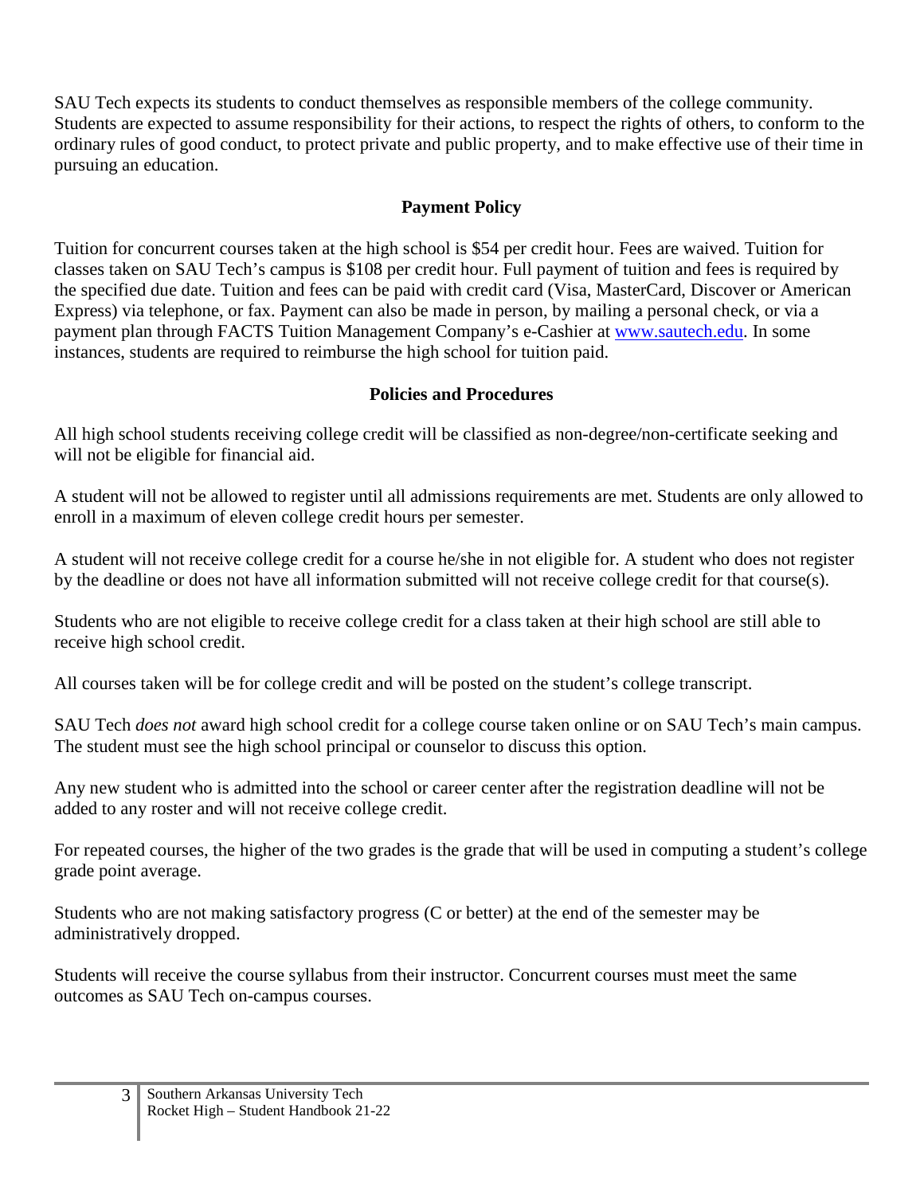SAU Tech expects its students to conduct themselves as responsible members of the college community. Students are expected to assume responsibility for their actions, to respect the rights of others, to conform to the ordinary rules of good conduct, to protect private and public property, and to make effective use of their time in pursuing an education.

## Payment Policy

Tuition for concurrent courses taken at the high school is $54 per credit hour. Fees are waived. Tuition for classes taken on SAU Tech's campus is $108 per credit hour. Full payment of tuition and fees is required by the specified due date. Tuition and fees can be paid with credit card (Visa, MasterCard, Discover or American Express) via telephone, or fax. Payment can also be made in person, by mailing a personal check, or via a payment plan through FACTS Tuition Management Company's e-Cashier at [www.sautech.edu](www.sautech.edu). In some instances, students are required to reimburse the high school for tuition paid.

## Policies and Procedures

All high school students receiving college credit will be classified as non-degree/non-certificate seeking and will not be eligible for financial aid.

A student will not be allowed to register until all admissions requirements are met. Students are only allowed to enroll in a maximum of eleven college credit hours per semester.

A student will not receive college credit for a course he/she in not eligible for. A student who does not register by the deadline or does not have all information submitted will not receive college credit for that course(s).

Students who are not eligible to receive college credit for a class taken at their high school are still able to receive high school credit.

All courses taken will be for college credit and will be posted on the student's college transcript.

SAU Tech *does not* award high school credit for a college course taken online or on SAU Tech's main campus. The student must see the high school principal or counselor to discuss this option.

Any new student who is admitted into the school or career center after the registration deadline will not be added to any roster and will not receive college credit.

For repeated courses, the higher of the two grades is the grade that will be used in computing a student's college grade point average.

Students who are not making satisfactory progress (C or better) at the end of the semester may be administratively dropped.

Students will receive the course syllabus from their instructor. Concurrent courses must meet the same outcomes as SAU Tech on-campus courses.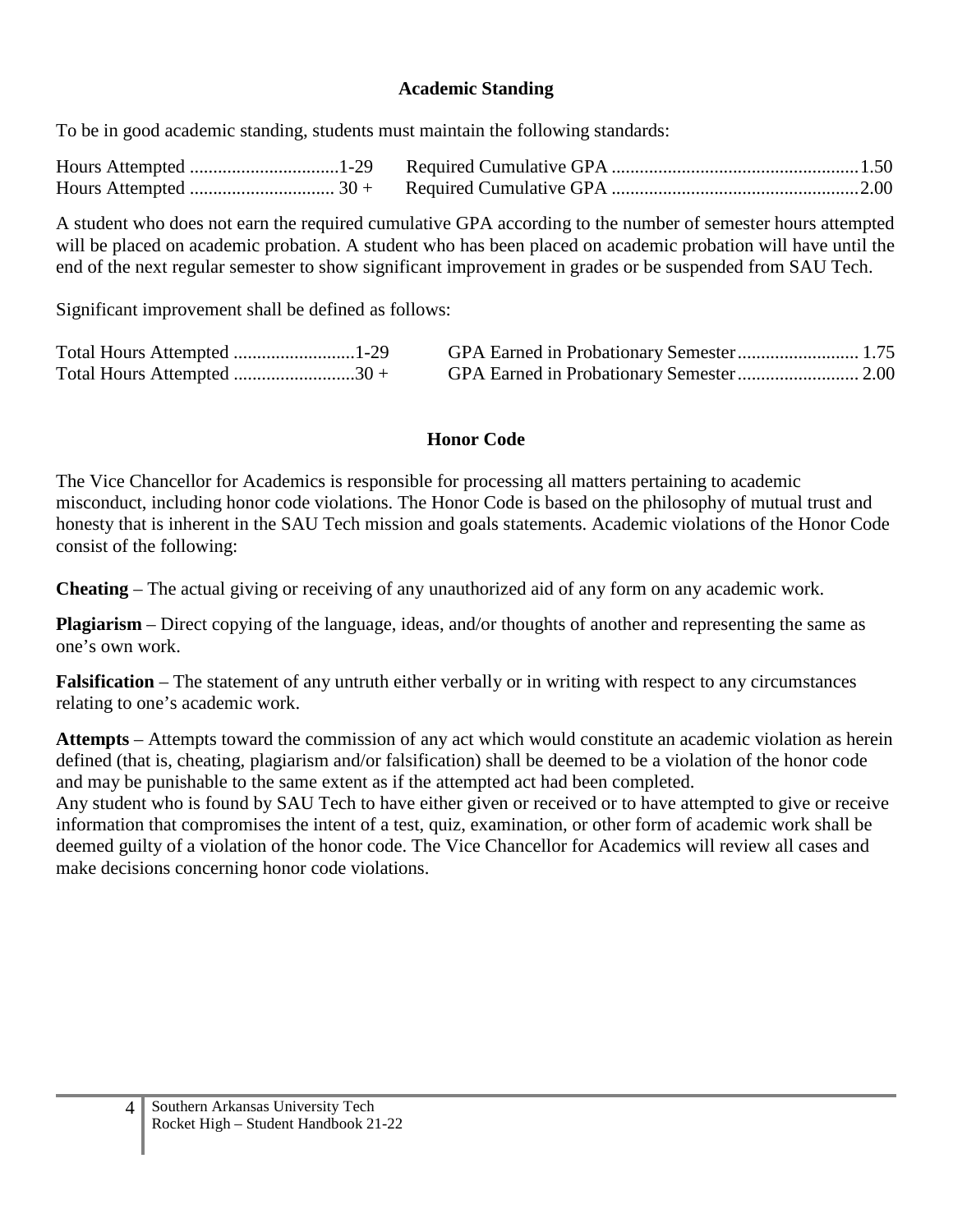## Academic Standing

To be in good academic standing, students must maintain the following standards:

| Hours Attempted | Required Cumulative GPA |
|---|---|
| 1-29 | 1.50 |
| 30 + | 2.00 |

A student who does not earn the required cumulative GPA according to the number of semester hours attempted will be placed on academic probation. A student who has been placed on academic probation will have until the end of the next regular semester to show significant improvement in grades or be suspended from SAU Tech.

Significant improvement shall be defined as follows:

| Total Hours Attempted | GPA Earned in Probationary Semester |
|---|---|
| 1-29 | 1.75 |
| 30 + | 2.00 |

## Honor Code

The Vice Chancellor for Academics is responsible for processing all matters pertaining to academic misconduct, including honor code violations. The Honor Code is based on the philosophy of mutual trust and honesty that is inherent in the SAU Tech mission and goals statements. Academic violations of the Honor Code consist of the following:

**Cheating** – The actual giving or receiving of any unauthorized aid of any form on any academic work.

**Plagiarism** – Direct copying of the language, ideas, and/or thoughts of another and representing the same as one's own work.

**Falsification** – The statement of any untruth either verbally or in writing with respect to any circumstances relating to one's academic work.

**Attempts** – Attempts toward the commission of any act which would constitute an academic violation as herein defined (that is, cheating, plagiarism and/or falsification) shall be deemed to be a violation of the honor code and may be punishable to the same extent as if the attempted act had been completed.

Any student who is found by SAU Tech to have either given or received or to have attempted to give or receive information that compromises the intent of a test, quiz, examination, or other form of academic work shall be deemed guilty of a violation of the honor code. The Vice Chancellor for Academics will review all cases and make decisions concerning honor code violations.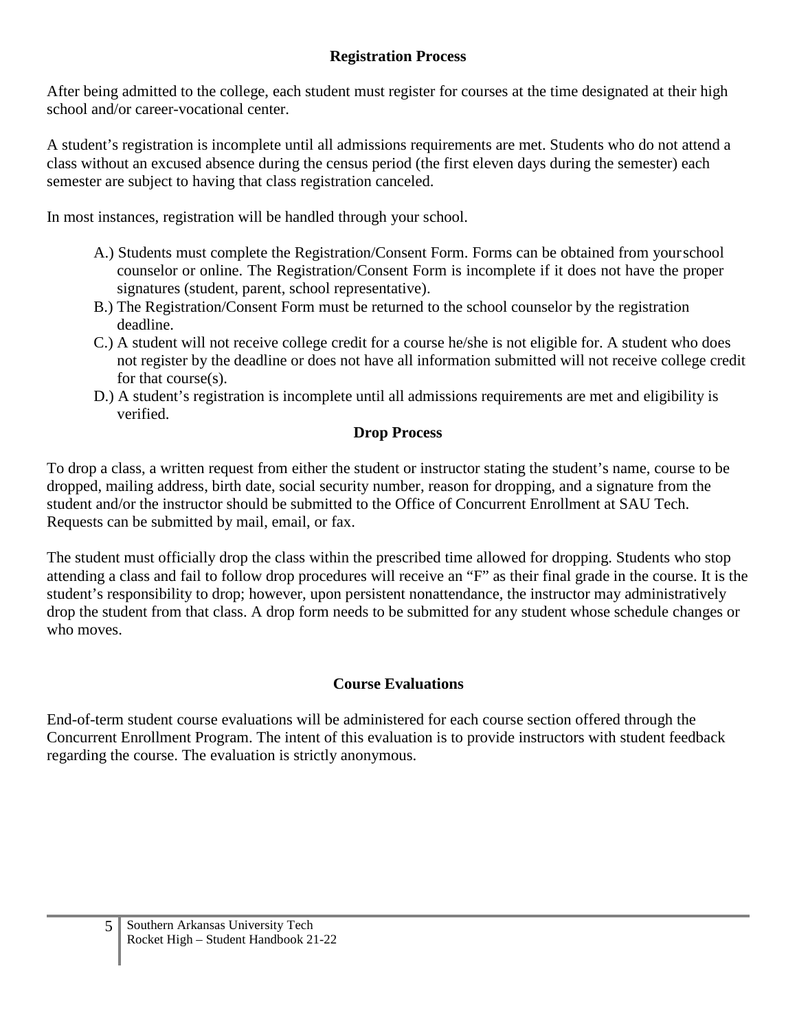## Registration Process

After being admitted to the college, each student must register for courses at the time designated at their high school and/or career-vocational center.

A student's registration is incomplete until all admissions requirements are met. Students who do not attend a class without an excused absence during the census period (the first eleven days during the semester) each semester are subject to having that class registration canceled.

In most instances, registration will be handled through your school.

A.) Students must complete the Registration/Consent Form. Forms can be obtained from your school counselor or online. The Registration/Consent Form is incomplete if it does not have the proper signatures (student, parent, school representative).

B.) The Registration/Consent Form must be returned to the school counselor by the registration deadline.

C.) A student will not receive college credit for a course he/she is not eligible for. A student who does not register by the deadline or does not have all information submitted will not receive college credit for that course(s).

D.) A student's registration is incomplete until all admissions requirements are met and eligibility is verified.

## Drop Process

To drop a class, a written request from either the student or instructor stating the student's name, course to be dropped, mailing address, birth date, social security number, reason for dropping, and a signature from the student and/or the instructor should be submitted to the Office of Concurrent Enrollment at SAU Tech. Requests can be submitted by mail, email, or fax.

The student must officially drop the class within the prescribed time allowed for dropping. Students who stop attending a class and fail to follow drop procedures will receive an "F" as their final grade in the course. It is the student's responsibility to drop; however, upon persistent nonattendance, the instructor may administratively drop the student from that class. A drop form needs to be submitted for any student whose schedule changes or who moves.

## Course Evaluations

End-of-term student course evaluations will be administered for each course section offered through the Concurrent Enrollment Program. The intent of this evaluation is to provide instructors with student feedback regarding the course. The evaluation is strictly anonymous.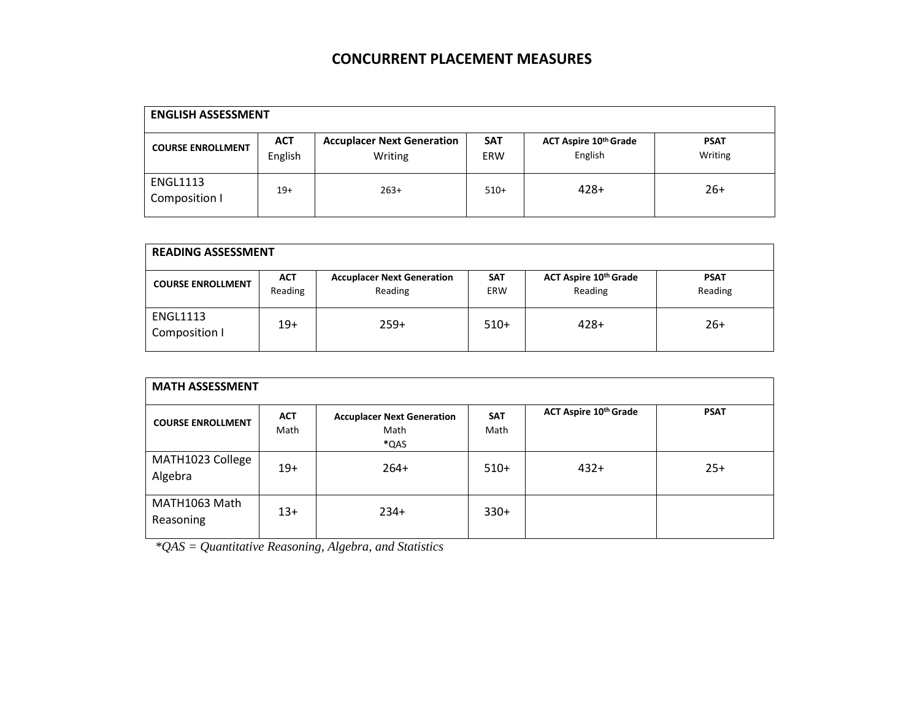# CONCURRENT PLACEMENT MEASURES

| ENGLISH ASSESSMENT | | | | | |
|---|---|---|---|---|---|
| **COURSE ENROLLMENT** | **ACT** English | **Accuplacer Next Generation** Writing | **SAT** ERW | **ACT Aspire 10th Grade** English | **PSAT** Writing |
| ENGL1113 Composition I | 19+ | 263+ | 510+ | 428+ | 26+ |

| READING ASSESSMENT | | | | | |
|---|---|---|---|---|---|
| **COURSE ENROLLMENT** | **ACT** Reading | **Accuplacer Next Generation** Reading | **SAT** ERW | **ACT Aspire 10th Grade** Reading | **PSAT** Reading |
| ENGL1113 Composition I | 19+ | 259+ | 510+ | 428+ | 26+ |

| MATH ASSESSMENT | | | | | |
|---|---|---|---|---|---|
| **COURSE ENROLLMENT** | **ACT** Math | **Accuplacer Next Generation** Math **\***QAS | **SAT** Math | **ACT Aspire 10th Grade** | **PSAT** |
| MATH1023 College Algebra | 19+ | 264+ | 510+ | 432+ | 25+ |
| MATH1063 Math Reasoning | 13+ | 234+ | 330+ | | |

*\*QAS = Quantitative Reasoning, Algebra, and Statistics*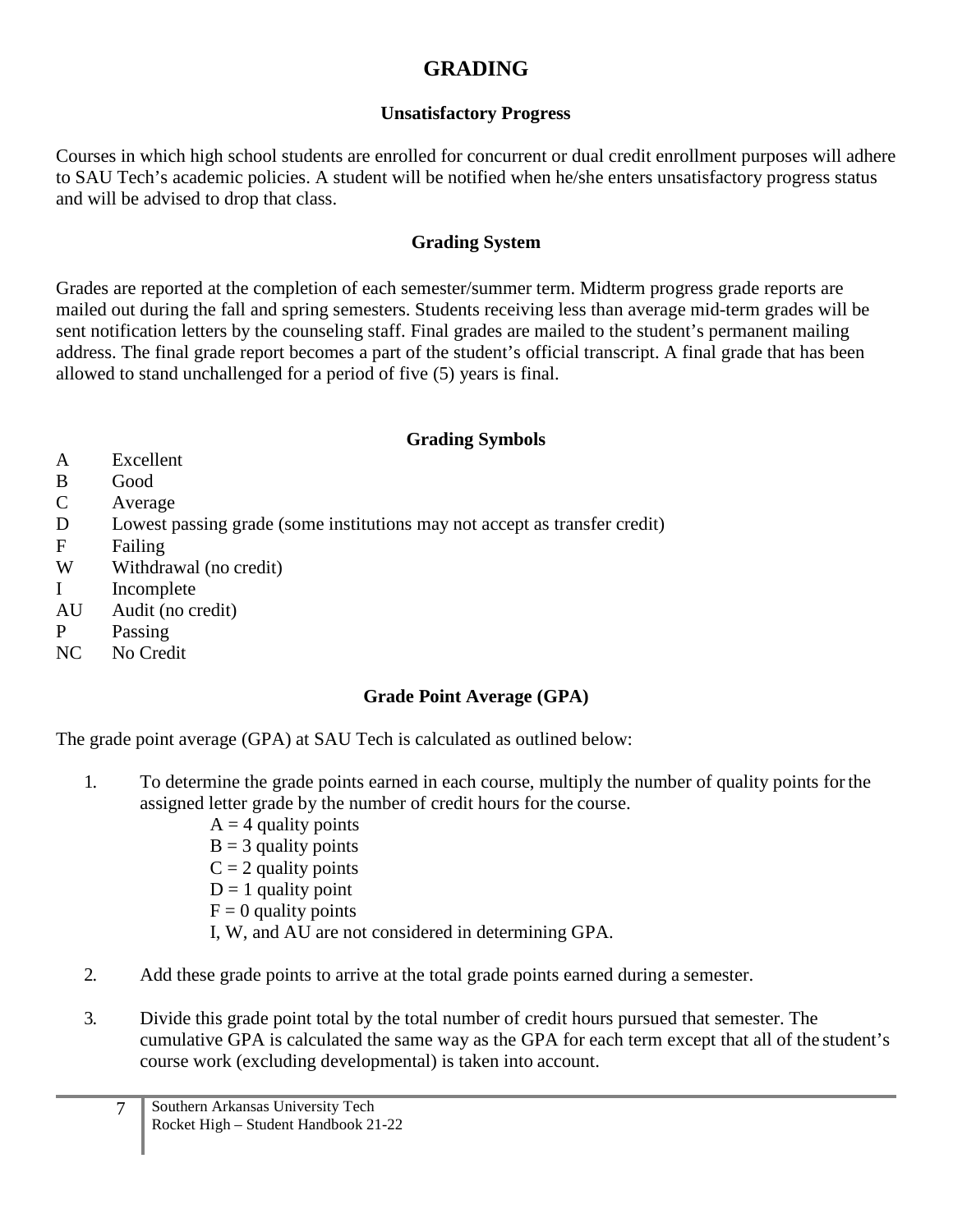# GRADING

## Unsatisfactory Progress

Courses in which high school students are enrolled for concurrent or dual credit enrollment purposes will adhere to SAU Tech's academic policies. A student will be notified when he/she enters unsatisfactory progress status and will be advised to drop that class.

## Grading System

Grades are reported at the completion of each semester/summer term. Midterm progress grade reports are mailed out during the fall and spring semesters. Students receiving less than average mid-term grades will be sent notification letters by the counseling staff. Final grades are mailed to the student's permanent mailing address. The final grade report becomes a part of the student's official transcript. A final grade that has been allowed to stand unchallenged for a period of five (5) years is final.

## Grading Symbols

| | |
|---|---|
| A | Excellent |
| B | Good |
| C | Average |
| D | Lowest passing grade (some institutions may not accept as transfer credit) |
| F | Failing |
| W | Withdrawal (no credit) |
| I | Incomplete |
| AU | Audit (no credit) |
| P | Passing |
| NC | No Credit |

## Grade Point Average (GPA)

The grade point average (GPA) at SAU Tech is calculated as outlined below:

1. To determine the grade points earned in each course, multiply the number of quality points for the assigned letter grade by the number of credit hours for the course.
   - A = 4 quality points
   - B = 3 quality points
   - C = 2 quality points
   - D = 1 quality point
   - F = 0 quality points
   - I, W, and AU are not considered in determining GPA.

2. Add these grade points to arrive at the total grade points earned during a semester.

3. Divide this grade point total by the total number of credit hours pursued that semester. The cumulative GPA is calculated the same way as the GPA for each term except that all of the student's course work (excluding developmental) is taken into account.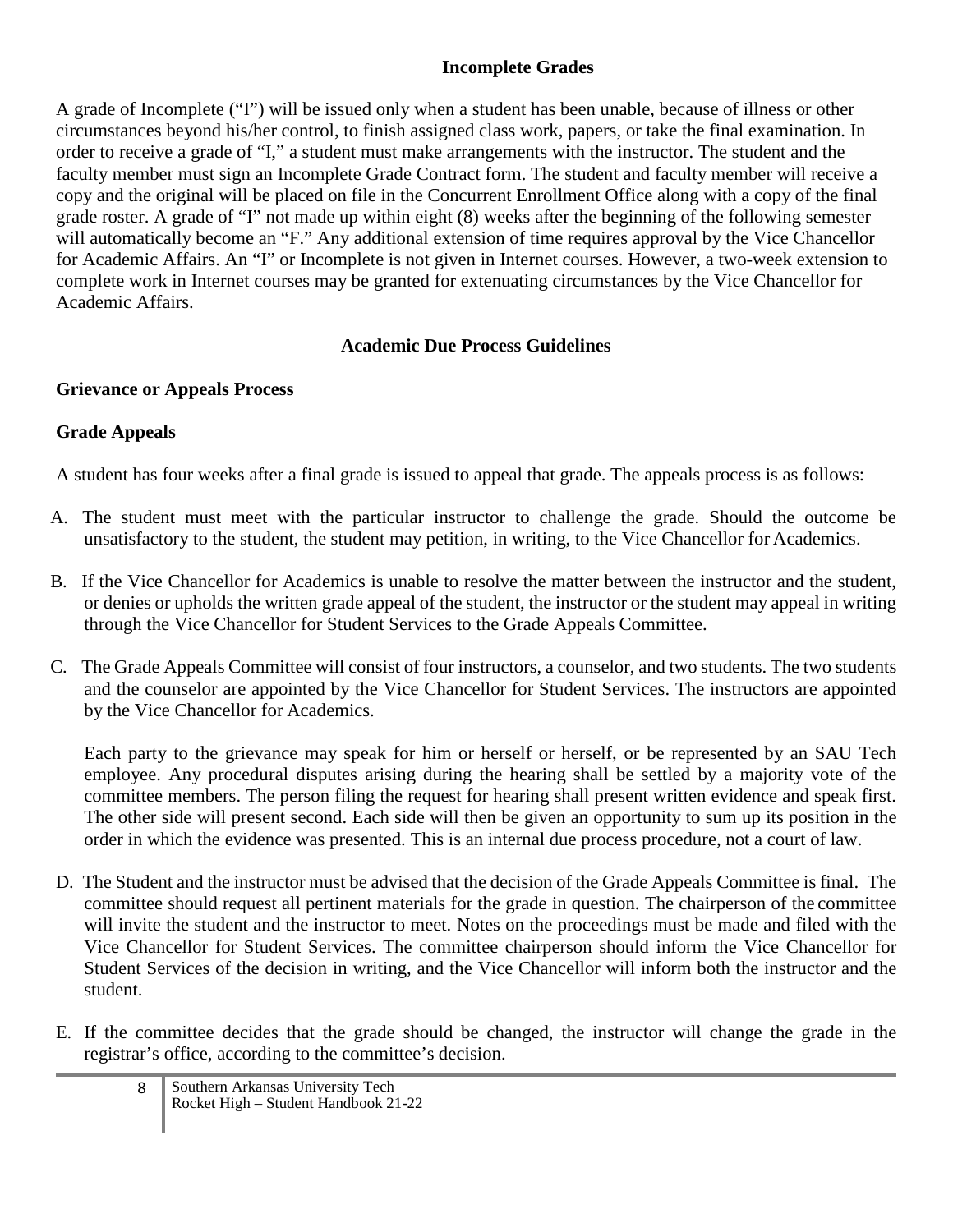## Incomplete Grades

A grade of Incomplete ("I") will be issued only when a student has been unable, because of illness or other circumstances beyond his/her control, to finish assigned class work, papers, or take the final examination. In order to receive a grade of "I," a student must make arrangements with the instructor. The student and the faculty member must sign an Incomplete Grade Contract form. The student and faculty member will receive a copy and the original will be placed on file in the Concurrent Enrollment Office along with a copy of the final grade roster. A grade of "I" not made up within eight (8) weeks after the beginning of the following semester will automatically become an "F." Any additional extension of time requires approval by the Vice Chancellor for Academic Affairs. An "I" or Incomplete is not given in Internet courses. However, a two-week extension to complete work in Internet courses may be granted for extenuating circumstances by the Vice Chancellor for Academic Affairs.

## Academic Due Process Guidelines

### Grievance or Appeals Process

### Grade Appeals

A student has four weeks after a final grade is issued to appeal that grade. The appeals process is as follows:

A. The student must meet with the particular instructor to challenge the grade. Should the outcome be unsatisfactory to the student, the student may petition, in writing, to the Vice Chancellor for Academics.

B. If the Vice Chancellor for Academics is unable to resolve the matter between the instructor and the student, or denies or upholds the written grade appeal of the student, the instructor or the student may appeal in writing through the Vice Chancellor for Student Services to the Grade Appeals Committee.

C. The Grade Appeals Committee will consist of four instructors, a counselor, and two students. The two students and the counselor are appointed by the Vice Chancellor for Student Services. The instructors are appointed by the Vice Chancellor for Academics.

   Each party to the grievance may speak for him or herself or herself, or be represented by an SAU Tech employee. Any procedural disputes arising during the hearing shall be settled by a majority vote of the committee members. The person filing the request for hearing shall present written evidence and speak first. The other side will present second. Each side will then be given an opportunity to sum up its position in the order in which the evidence was presented. This is an internal due process procedure, not a court of law.

D. The Student and the instructor must be advised that the decision of the Grade Appeals Committee is final. The committee should request all pertinent materials for the grade in question. The chairperson of the committee will invite the student and the instructor to meet. Notes on the proceedings must be made and filed with the Vice Chancellor for Student Services. The committee chairperson should inform the Vice Chancellor for Student Services of the decision in writing, and the Vice Chancellor will inform both the instructor and the student.

E. If the committee decides that the grade should be changed, the instructor will change the grade in the registrar's office, according to the committee's decision.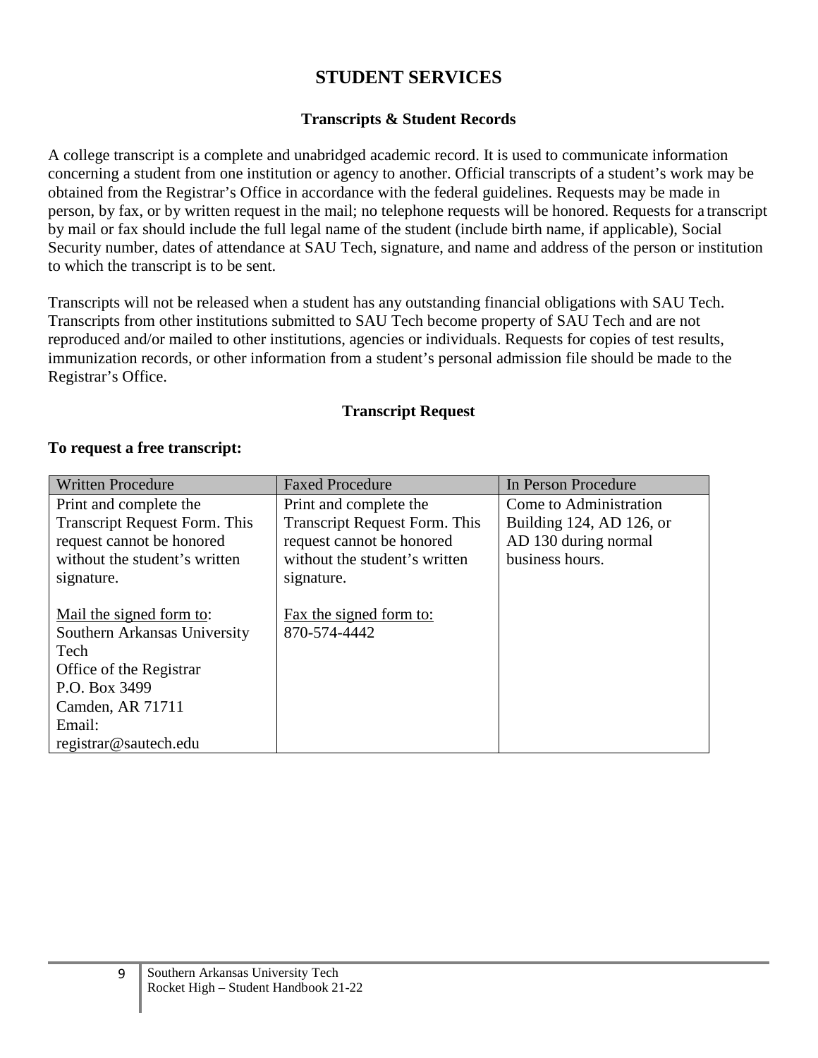# STUDENT SERVICES

## Transcripts & Student Records

A college transcript is a complete and unabridged academic record. It is used to communicate information concerning a student from one institution or agency to another. Official transcripts of a student's work may be obtained from the Registrar's Office in accordance with the federal guidelines. Requests may be made in person, by fax, or by written request in the mail; no telephone requests will be honored. Requests for a transcript by mail or fax should include the full legal name of the student (include birth name, if applicable), Social Security number, dates of attendance at SAU Tech, signature, and name and address of the person or institution to which the transcript is to be sent.

Transcripts will not be released when a student has any outstanding financial obligations with SAU Tech. Transcripts from other institutions submitted to SAU Tech become property of SAU Tech and are not reproduced and/or mailed to other institutions, agencies or individuals. Requests for copies of test results, immunization records, or other information from a student's personal admission file should be made to the Registrar's Office.

## Transcript Request

**To request a free transcript:**

| Written Procedure | Faxed Procedure | In Person Procedure |
|---|---|---|
| Print and complete the Transcript Request Form. This request cannot be honored without the student's written signature.<br><br><u>Mail the signed form to</u>:<br>Southern Arkansas University Tech<br>Office of the Registrar<br>P.O. Box 3499<br>Camden, AR 71711<br>Email:<br>registrar@sautech.edu | Print and complete the Transcript Request Form. This request cannot be honored without the student's written signature.<br><br><u>Fax the signed form to:</u><br>870-574-4442 | Come to Administration Building 124, AD 126, or AD 130 during normal business hours. |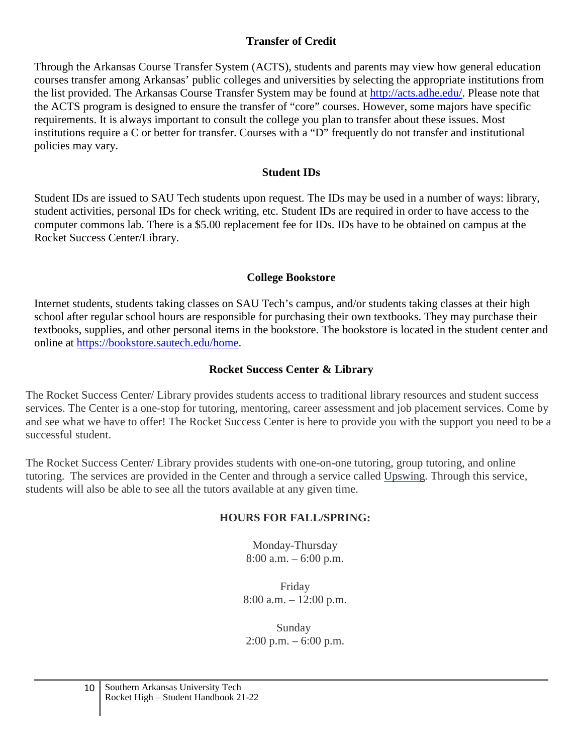## Transfer of Credit

Through the Arkansas Course Transfer System (ACTS), students and parents may view how general education courses transfer among Arkansas' public colleges and universities by selecting the appropriate institutions from the list provided. The Arkansas Course Transfer System may be found at http://acts.adhe.edu/. Please note that the ACTS program is designed to ensure the transfer of "core" courses. However, some majors have specific requirements. It is always important to consult the college you plan to transfer about these issues. Most institutions require a C or better for transfer. Courses with a "D" frequently do not transfer and institutional policies may vary.

## Student IDs

Student IDs are issued to SAU Tech students upon request. The IDs may be used in a number of ways: library, student activities, personal IDs for check writing, etc. Student IDs are required in order to have access to the computer commons lab. There is a $5.00 replacement fee for IDs. IDs have to be obtained on campus at the Rocket Success Center/Library.

## College Bookstore

Internet students, students taking classes on SAU Tech's campus, and/or students taking classes at their high school after regular school hours are responsible for purchasing their own textbooks. They may purchase their textbooks, supplies, and other personal items in the bookstore. The bookstore is located in the student center and online at https://bookstore.sautech.edu/home.

## Rocket Success Center & Library

The Rocket Success Center/ Library provides students access to traditional library resources and student success services. The Center is a one-stop for tutoring, mentoring, career assessment and job placement services. Come by and see what we have to offer! The Rocket Success Center is here to provide you with the support you need to be a successful student.

The Rocket Success Center/ Library provides students with one-on-one tutoring, group tutoring, and online tutoring. The services are provided in the Center and through a service called Upswing. Through this service, students will also be able to see all the tutors available at any given time.

### HOURS FOR FALL/SPRING:

Monday-Thursday
8:00 a.m. – 6:00 p.m.

Friday
8:00 a.m. – 12:00 p.m.

Sunday
2:00 p.m. – 6:00 p.m.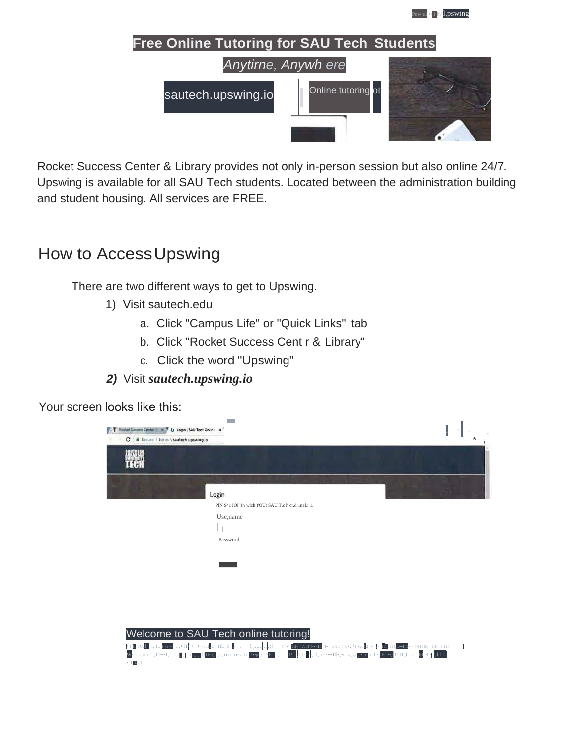# Free Online Tutoring for SAU Tech Students

*Anytirne, Anywh ere*

sautech.upswing.io

Online tutoring

Rocket Success Center & Library provides not only in-person session but also online 24/7. Upswing is available for all SAU Tech students. Located between the administration building and student housing. All services are FREE.

## How to Access Upswing

There are two different ways to get to Upswing.

1) Visit sautech.edu
   a. Click "Campus Life" or "Quick Links" tab
   b. Click "Rocket Success Cent r & Library"
   c. Click the word "Upswing"
2) Visit ***sautech.upswing.io***

Your screen looks like this:

Login

Use,name

Password

Welcome to SAU Tech online tutoring!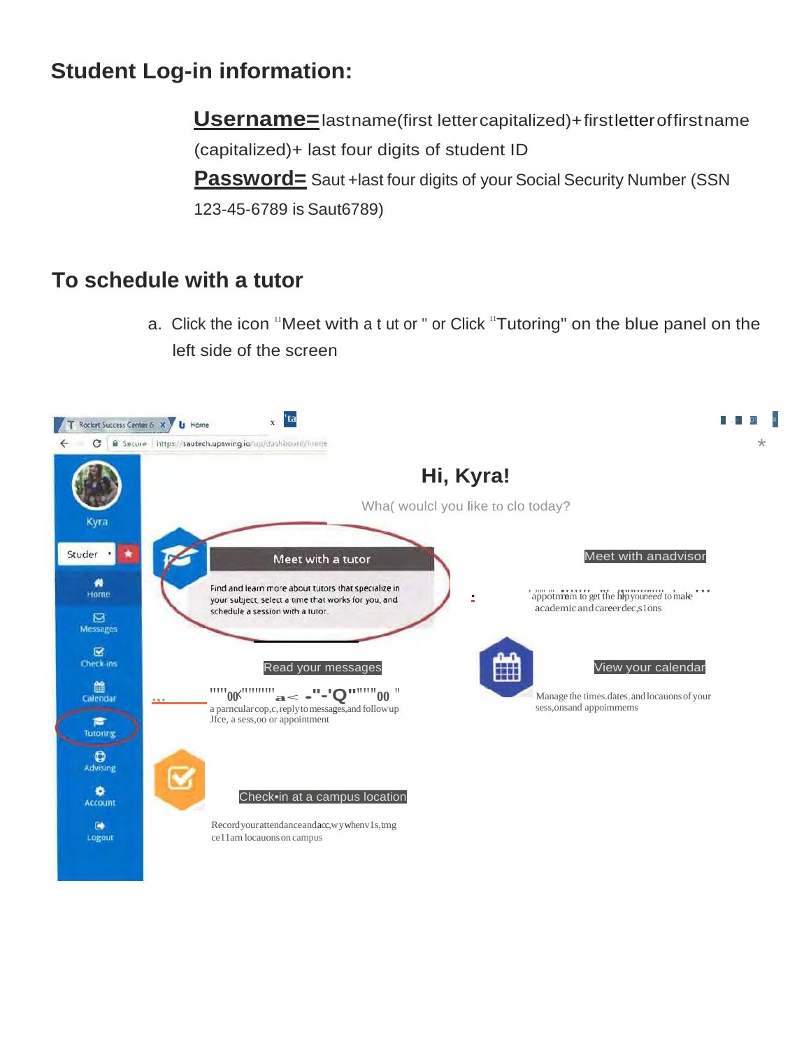## Student Log-in information:

**Username=** lastname(first letter capitalized)+ first letter of first name (capitalized)+ last four digits of student ID

**Password=** Saut +last four digits of your Social Security Number (SSN 123-45-6789 is Saut6789)

## To schedule with a tutor

a. Click the icon "Meet with a tutor" or Click "Tutoring" on the blue panel on the left side of the screen

Hi, Kyra!

What would you like to do today?

Meet with a tutor

Find and learn more about tutors that specialize in your subject, select a time that works for you, and schedule a session with a tutor.

Meet with an advisor

Read your messages

View your calendar

Manage the times, dates, and locations of your sessions and appointments

Check-in at a campus location

Kyra

Home

Messages

Check-ins

Calendar

Tutoring

Advising

Account

Logout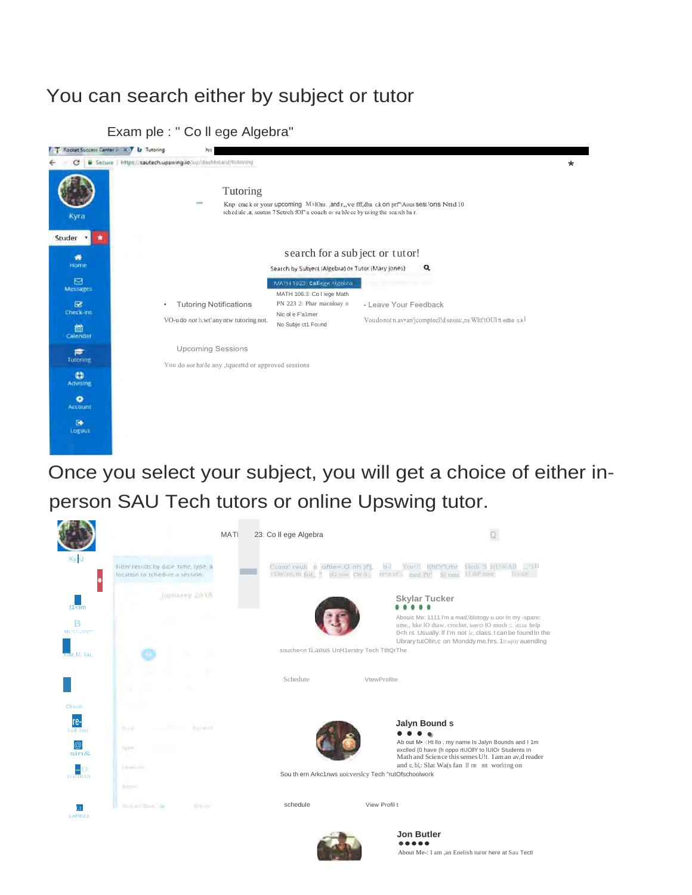You can search either by subject or tutor

Example : " College Algebra"

Tutoring

Search for a subject or tutor!

Search by Subject (Algebra) or Tutor (Mary Jones)

MATH 1023: College Algebra

MATH 106.3: College Math

Tutoring Notifications

Leave Your Feedback

Upcoming Sessions

Once you select your subject, you will get a choice of either in-person SAU Tech tutors or online Upswing tutor.

MATH 1023: College Algebra

Skylar Tucker

Southern Arkansas University Tech Tutor

Schedule

View Profile

Jalyn Bounds

About Me: Hello, my name is Jalyn Bounds and I am excited to have the opportunity to tutor Students in Math and Science this semester. I am an avid reader

Southern Arkansas University Tech Tutor

Schedule

View Profile

Jon Butler

About Me: I am an English tutor here at Sau Tech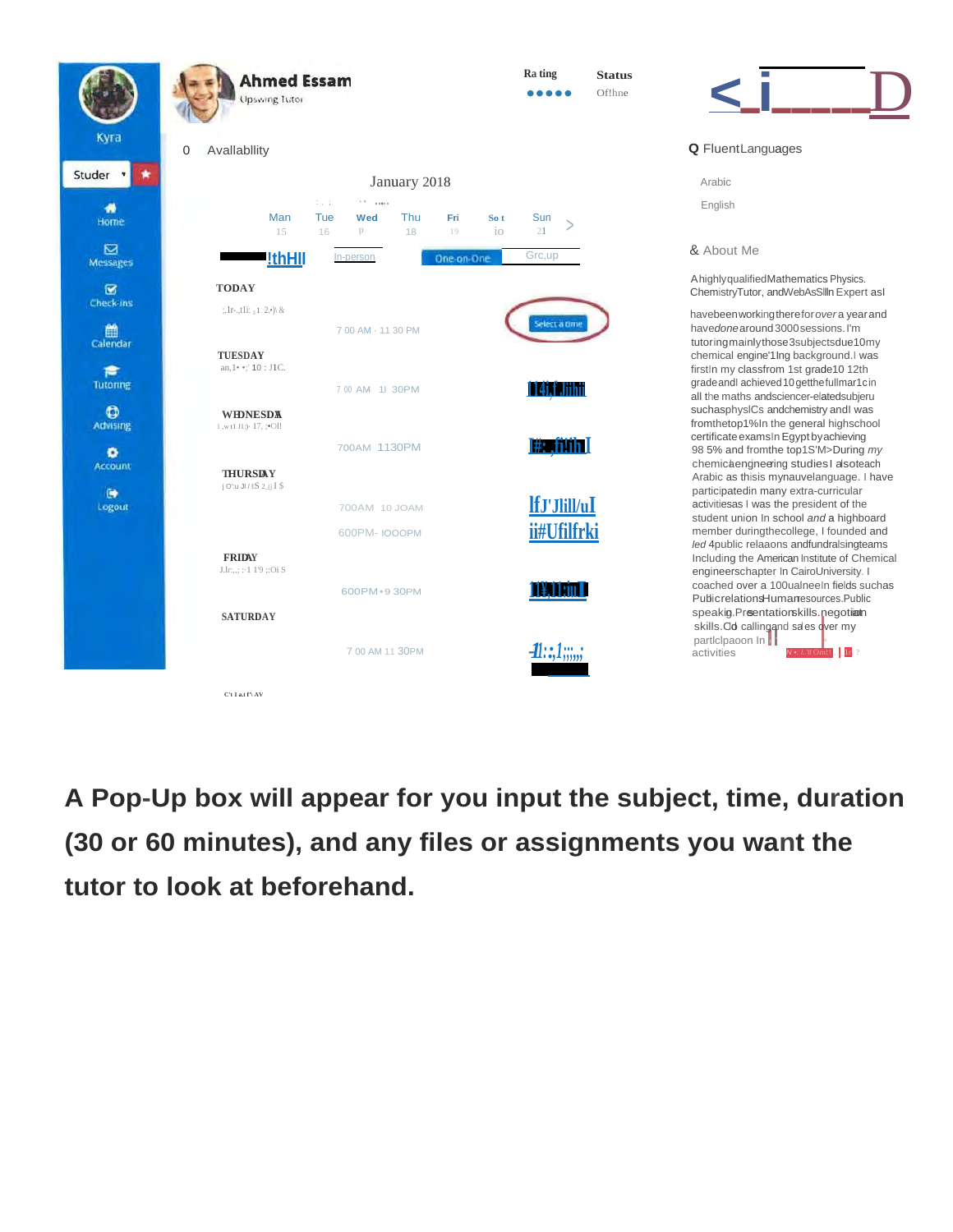Kyra

Studer

Home

Messages

Check-ins

Calendar

Tutoring

Advising

Account

Logout

**Ahmed Essam**

Upswing Tutor

Rating ●●●●●

Status Offline

Availability

January 2018

| Mon | Tue | Wed | Thu | Fri | Sat | Sun |
|---|---|---|---|---|---|---|
| 15 | 16 | | 18 | 19 | | 21 |

In-person | One-on-One | Group

**TODAY**

7 00 AM - 11 30 PM — Select a time

**TUESDAY**

7 00 AM 11 30PM

**WEDNESDAY**

7 00AM 11 30PM

**THURSDAY**

7 00AM 10 30AM

6 00PM - 10 00PM

**FRIDAY**

6 00PM - 9 30PM

**SATURDAY**

7 00 AM 11 30PM

**Fluent Languages**

Arabic

English

**About Me**

A highly qualified Mathematics Physics. Chemistry Tutor, and Web Assistant Expert as I have been working there for over a year and have done around 3000 sessions. I'm tutoring mainly those 3 subjects due 10 my chemical engineering background. I was first In my class from 1st grade 10 12th grade and I achieved 10 get the full marks in all the maths and science-related subjects such as physics and chemistry and I was from the top 1% In the general high school certificate exams In Egypt by achieving 98 5% and from the top 15% During my chemical engineering studies I also teach Arabic as this my native language. I have participated in many extra-curricular activities as I was the president of the student union In school and a high board member during the college, I founded and led 4 public relations and fundraising teams Including the American Institute of Chemical engineers chapter In Cairo University. I coached over a 100 volunteers In fields such as Public relations Human resources. Public speaking. Presentation skills. negotiation skills. Cold calling and sales over my participation In activities

**A Pop-Up box will appear for you input the subject, time, duration (30 or 60 minutes), and any files or assignments you want the tutor to look at beforehand.**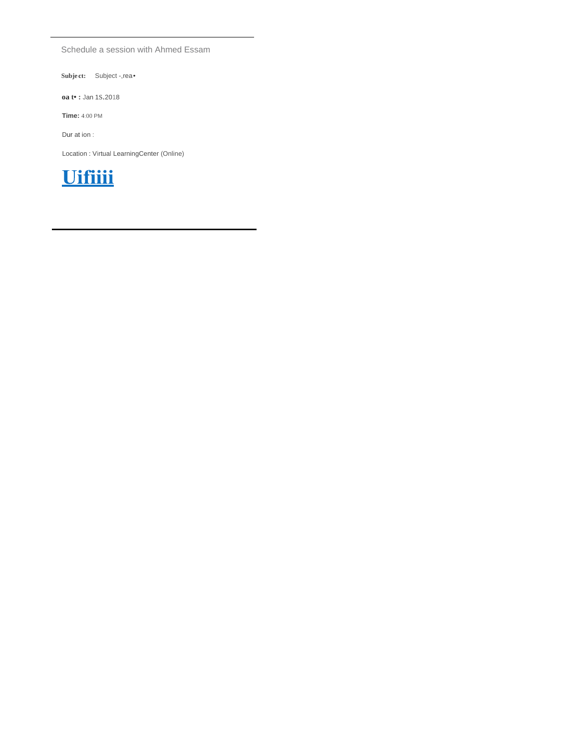---

Schedule a session with Ahmed Essam

**Subject:** Subject -,rea•

**oa t• :** Jan 1S.2018

**Time:** 4:00 PM

Dur at ion :

Location : Virtual LearningCenter (Online)

**Uifiiii**

---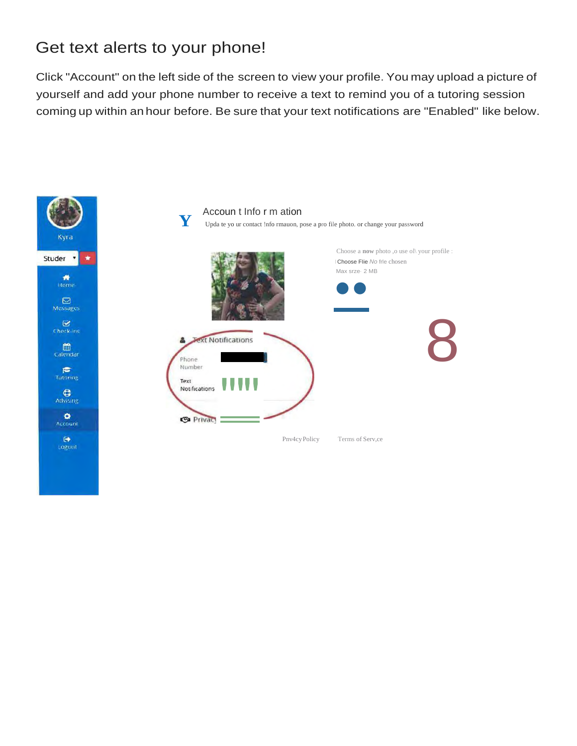# Get text alerts to your phone!

Click "Account" on the left side of the screen to view your profile. You may upload a picture of yourself and add your phone number to receive a text to remind you of a tutoring session coming up within an hour before. Be sure that your text notifications are "Enabled" like below.

Kyra

Studer

Home

Messages

Check-ins

Calendar

Tutoring

Advising

Account

Logout

Accoun t Info r m ation

Upda te yo ur contact !nfo rmauon, pose a pro file photo. or change your password

Choose a **now** photo ,o use ol\ your profile :

Choose Flie *No* frle chosen

Max srze· 2 MB

Text Notifications

Phone Number

Text Notifications

Privac

Pnv4cy Policy Terms of Serv,ce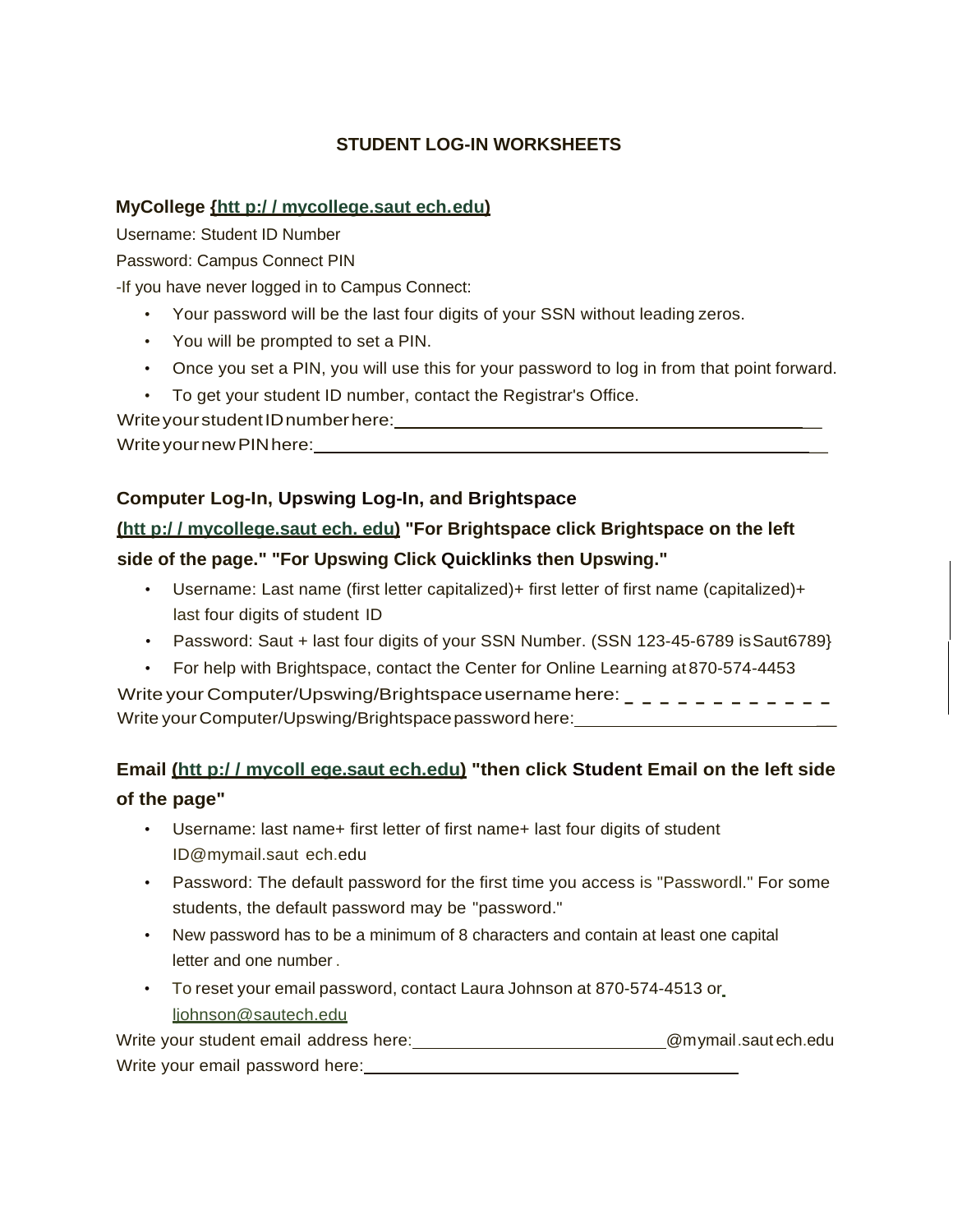# STUDENT LOG-IN WORKSHEETS

**MyCollege {htt p:/ / mycollege.saut ech.edu)**

Username: Student ID Number

Password: Campus Connect PIN

-If you have never logged in to Campus Connect:

- Your password will be the last four digits of your SSN without leading zeros.
- You will be prompted to set a PIN.
- Once you set a PIN, you will use this for your password to log in from that point forward.
- To get your student ID number, contact the Registrar's Office.

Write your student ID number here: ___________________________________________

Write your new PIN here: ___________________________________________________

**Computer Log-In, Upswing Log-In, and Brightspace**

**(htt p:/ / mycollege.saut ech. edu) "For Brightspace click Brightspace on the left side of the page." "For Upswing Click Quicklinks then Upswing."**

- Username: Last name (first letter capitalized)+ first letter of first name (capitalized)+ last four digits of student ID
- Password: Saut + last four digits of your SSN Number. (SSN 123-45-6789 is Saut6789}
- For help with Brightspace, contact the Center for Online Learning at 870-574-4453

Write your Computer/Upswing/Brightspace username here: _ _ _ _ _ _ _ _ _ _ _ _

Write your Computer/Upswing/Brightspace password here: ___________________________

**Email (htt p:/ / mycoll ege.saut ech.edu) "then click Student Email on the left side of the page"**

- Username: last name+ first letter of first name+ last four digits of student ID@mymail.saut ech.edu
- Password: The default password for the first time you access is "Passwordl." For some students, the default password may be "password."
- New password has to be a minimum of 8 characters and contain at least one capital letter and one number .
- To reset your email password, contact Laura Johnson at 870-574-4513 or ljohnson@sautech.edu

Write your student email address here: ___________________________@mymail.saut ech.edu

Write your email password here: __________________________________________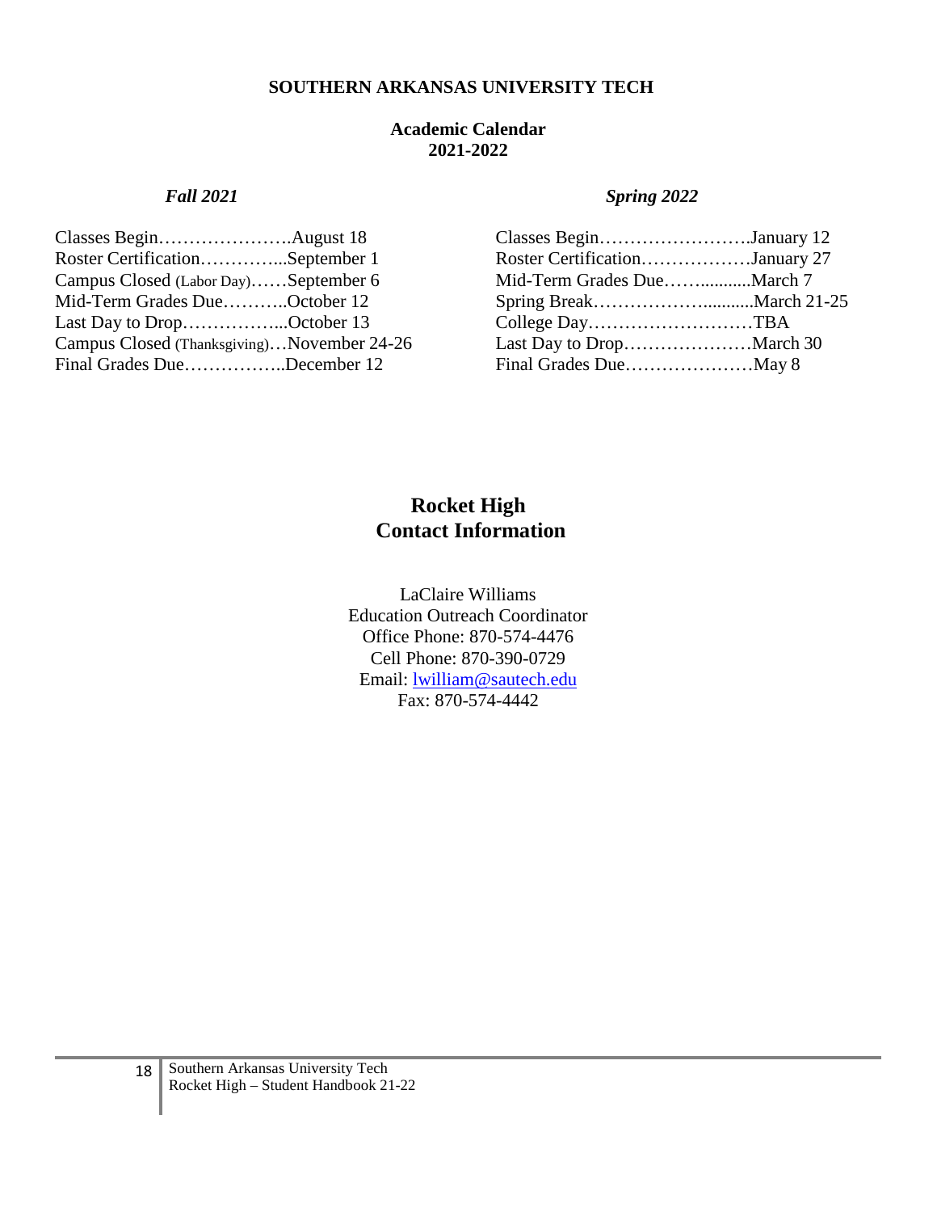# SOUTHERN ARKANSAS UNIVERSITY TECH

## Academic Calendar
## 2021-2022

### *Fall 2021*

Classes Begin…………………..August 18
Roster Certification…………...September 1
Campus Closed (Labor Day)……September 6
Mid-Term Grades Due………..October 12
Last Day to Drop……………...October 13
Campus Closed (Thanksgiving)…November 24-26
Final Grades Due……………..December 12

### *Spring 2022*

Classes Begin…………………….January 12
Roster Certification………………January 27
Mid-Term Grades Due……..........March 7
Spring Break……………….........March 21-25
College Day………………………TBA
Last Day to Drop…………………March 30
Final Grades Due…………………May 8

## Rocket High
## Contact Information

LaClaire Williams
Education Outreach Coordinator
Office Phone: 870-574-4476
Cell Phone: 870-390-0729
Email: lwilliam@sautech.edu
Fax: 870-574-4442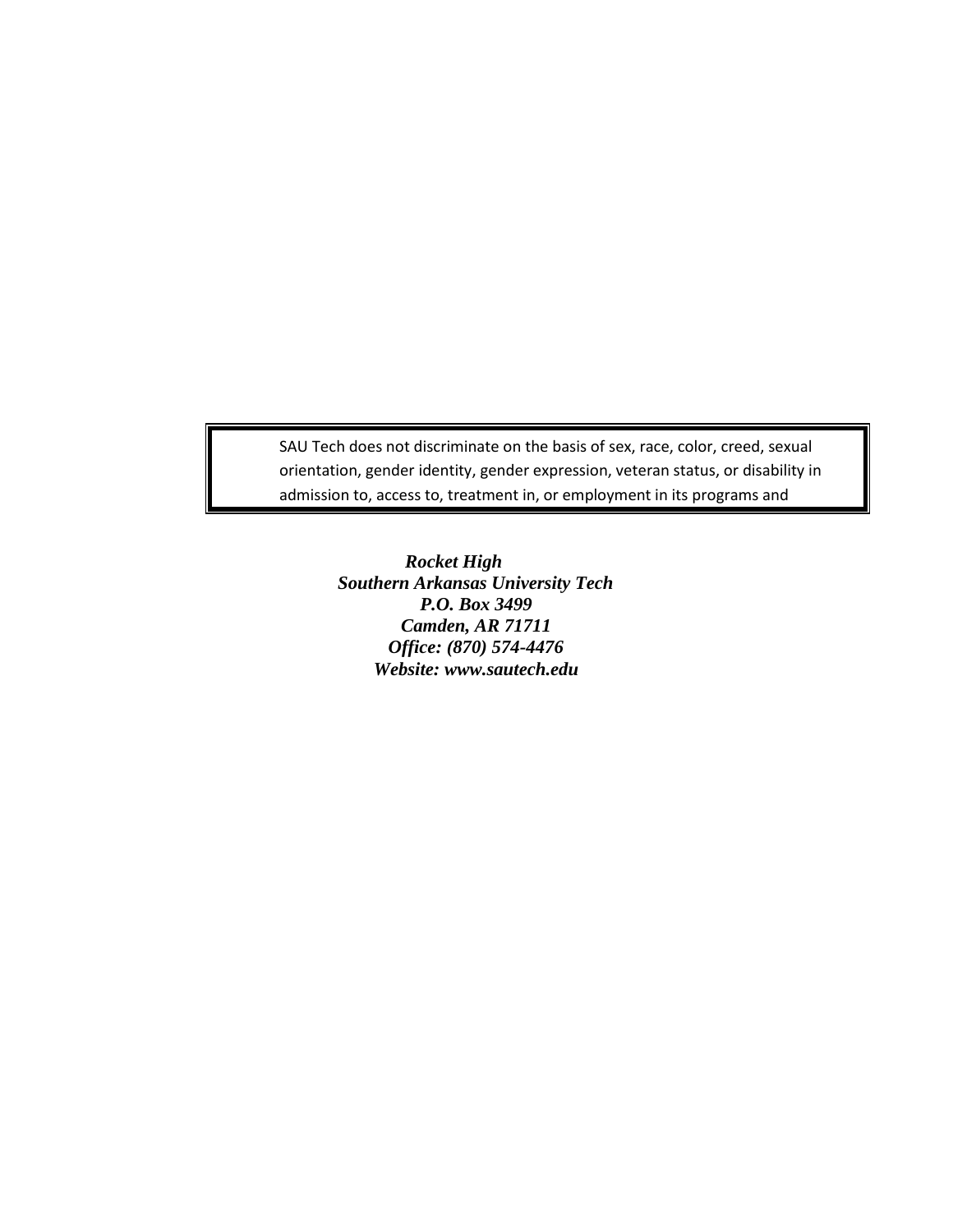SAU Tech does not discriminate on the basis of sex, race, color, creed, sexual orientation, gender identity, gender expression, veteran status, or disability in admission to, access to, treatment in, or employment in its programs and

***Rocket High***
***Southern Arkansas University Tech***
***P.O. Box 3499***
***Camden, AR 71711***
***Office: (870) 574-4476***
***Website: www.sautech.edu***